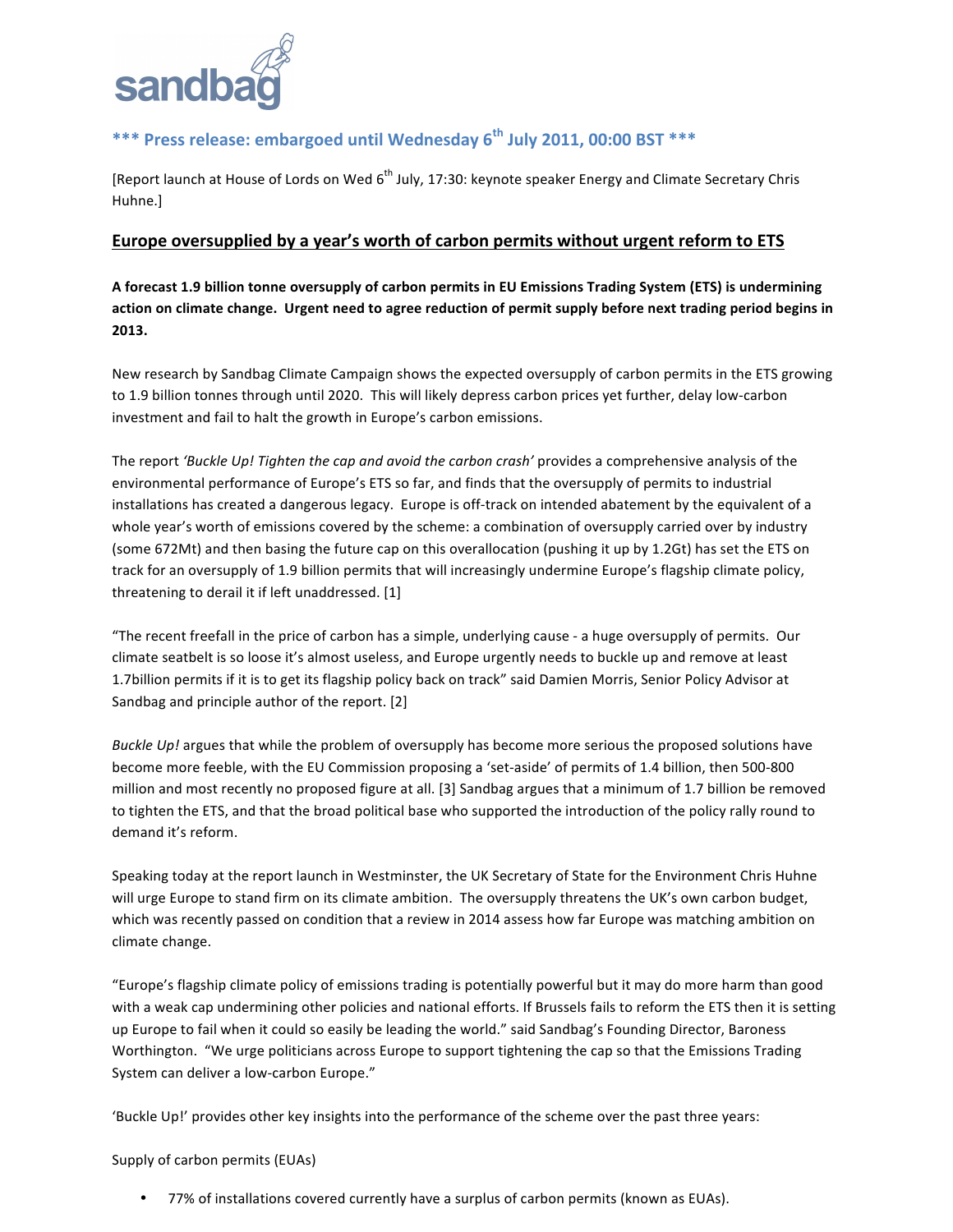sandbag

## *** Press release: embargoed until Wednesday 6th July 2011, 00:00 BST ***

[Report launch at House of Lords on Wed 6th July, 17:30: keynote speaker Energy and Climate Secretary Chris Huhne.]

# Europe oversupplied by a year's worth of carbon permits without urgent reform to ETS

**A forecast 1.9 billion tonne oversupply of carbon permits in EU Emissions Trading System (ETS) is undermining action on climate change. Urgent need to agree reduction of permit supply before next trading period begins in 2013.**

New research by Sandbag Climate Campaign shows the expected oversupply of carbon permits in the ETS growing to 1.9 billion tonnes through until 2020. This will likely depress carbon prices yet further, delay low-carbon investment and fail to halt the growth in Europe's carbon emissions.

The report *'Buckle Up! Tighten the cap and avoid the carbon crash'* provides a comprehensive analysis of the environmental performance of Europe's ETS so far, and finds that the oversupply of permits to industrial installations has created a dangerous legacy. Europe is off-track on intended abatement by the equivalent of a whole year's worth of emissions covered by the scheme: a combination of oversupply carried over by industry (some 672Mt) and then basing the future cap on this overallocation (pushing it up by 1.2Gt) has set the ETS on track for an oversupply of 1.9 billion permits that will increasingly undermine Europe's flagship climate policy, threatening to derail it if left unaddressed. [1]

"The recent freefall in the price of carbon has a simple, underlying cause - a huge oversupply of permits. Our climate seatbelt is so loose it's almost useless, and Europe urgently needs to buckle up and remove at least 1.7billion permits if it is to get its flagship policy back on track" said Damien Morris, Senior Policy Advisor at Sandbag and principle author of the report. [2]

*Buckle Up!* argues that while the problem of oversupply has become more serious the proposed solutions have become more feeble, with the EU Commission proposing a 'set-aside' of permits of 1.4 billion, then 500-800 million and most recently no proposed figure at all. [3] Sandbag argues that a minimum of 1.7 billion be removed to tighten the ETS, and that the broad political base who supported the introduction of the policy rally round to demand it's reform.

Speaking today at the report launch in Westminster, the UK Secretary of State for the Environment Chris Huhne will urge Europe to stand firm on its climate ambition. The oversupply threatens the UK's own carbon budget, which was recently passed on condition that a review in 2014 assess how far Europe was matching ambition on climate change.

"Europe's flagship climate policy of emissions trading is potentially powerful but it may do more harm than good with a weak cap undermining other policies and national efforts. If Brussels fails to reform the ETS then it is setting up Europe to fail when it could so easily be leading the world." said Sandbag's Founding Director, Baroness Worthington. "We urge politicians across Europe to support tightening the cap so that the Emissions Trading System can deliver a low-carbon Europe."

'Buckle Up!' provides other key insights into the performance of the scheme over the past three years:

Supply of carbon permits (EUAs)

- 77% of installations covered currently have a surplus of carbon permits (known as EUAs).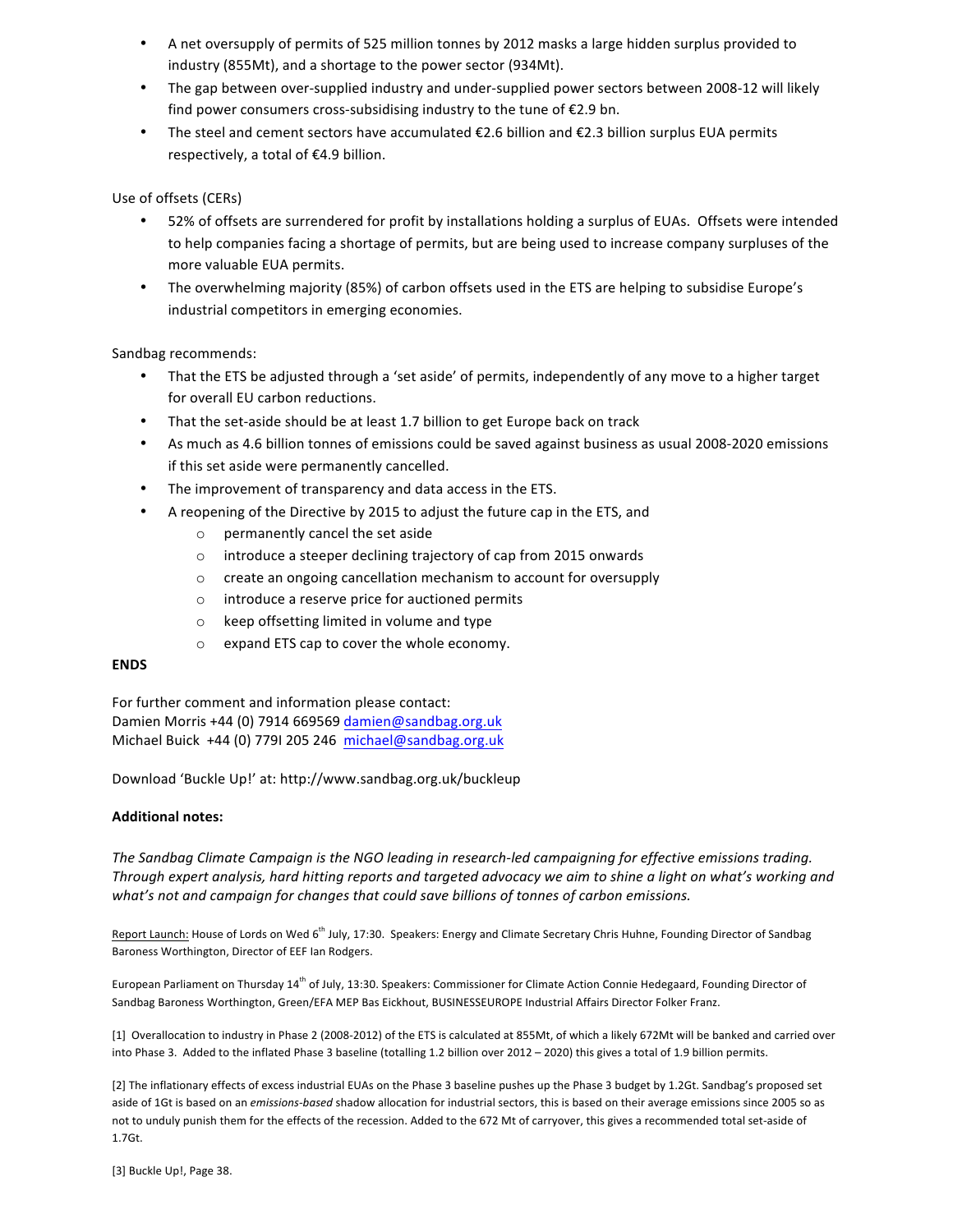- A net oversupply of permits of 525 million tonnes by 2012 masks a large hidden surplus provided to industry (855Mt), and a shortage to the power sector (934Mt).
- The gap between over-supplied industry and under-supplied power sectors between 2008-12 will likely find power consumers cross-subsidising industry to the tune of €2.9 bn.
- The steel and cement sectors have accumulated €2.6 billion and €2.3 billion surplus EUA permits respectively, a total of €4.9 billion.

Use of offsets (CERs)

- 52% of offsets are surrendered for profit by installations holding a surplus of EUAs. Offsets were intended to help companies facing a shortage of permits, but are being used to increase company surpluses of the more valuable EUA permits.
- The overwhelming majority (85%) of carbon offsets used in the ETS are helping to subsidise Europe's industrial competitors in emerging economies.

Sandbag recommends:

- That the ETS be adjusted through a 'set aside' of permits, independently of any move to a higher target for overall EU carbon reductions.
- That the set-aside should be at least 1.7 billion to get Europe back on track
- As much as 4.6 billion tonnes of emissions could be saved against business as usual 2008-2020 emissions if this set aside were permanently cancelled.
- The improvement of transparency and data access in the ETS.
- A reopening of the Directive by 2015 to adjust the future cap in the ETS, and
    - permanently cancel the set aside
    - introduce a steeper declining trajectory of cap from 2015 onwards
    - create an ongoing cancellation mechanism to account for oversupply
    - introduce a reserve price for auctioned permits
    - keep offsetting limited in volume and type
    - expand ETS cap to cover the whole economy.

**ENDS**

For further comment and information please contact:
Damien Morris +44 (0) 7914 669569 damien@sandbag.org.uk
Michael Buick +44 (0) 779I 205 246 michael@sandbag.org.uk

Download 'Buckle Up!' at: http://www.sandbag.org.uk/buckleup

**Additional notes:**

*The Sandbag Climate Campaign is the NGO leading in research-led campaigning for effective emissions trading. Through expert analysis, hard hitting reports and targeted advocacy we aim to shine a light on what's working and what's not and campaign for changes that could save billions of tonnes of carbon emissions.*

Report Launch: House of Lords on Wed 6th July, 17:30. Speakers: Energy and Climate Secretary Chris Huhne, Founding Director of Sandbag Baroness Worthington, Director of EEF Ian Rodgers.

European Parliament on Thursday 14th of July, 13:30. Speakers: Commissioner for Climate Action Connie Hedegaard, Founding Director of Sandbag Baroness Worthington, Green/EFA MEP Bas Eickhout, BUSINESSEUROPE Industrial Affairs Director Folker Franz.

[1] Overallocation to industry in Phase 2 (2008-2012) of the ETS is calculated at 855Mt, of which a likely 672Mt will be banked and carried over into Phase 3. Added to the inflated Phase 3 baseline (totalling 1.2 billion over 2012 – 2020) this gives a total of 1.9 billion permits.

[2] The inflationary effects of excess industrial EUAs on the Phase 3 baseline pushes up the Phase 3 budget by 1.2Gt. Sandbag's proposed set aside of 1Gt is based on an *emissions-based* shadow allocation for industrial sectors, this is based on their average emissions since 2005 so as not to unduly punish them for the effects of the recession. Added to the 672 Mt of carryover, this gives a recommended total set-aside of 1.7Gt.

[3] Buckle Up!, Page 38.